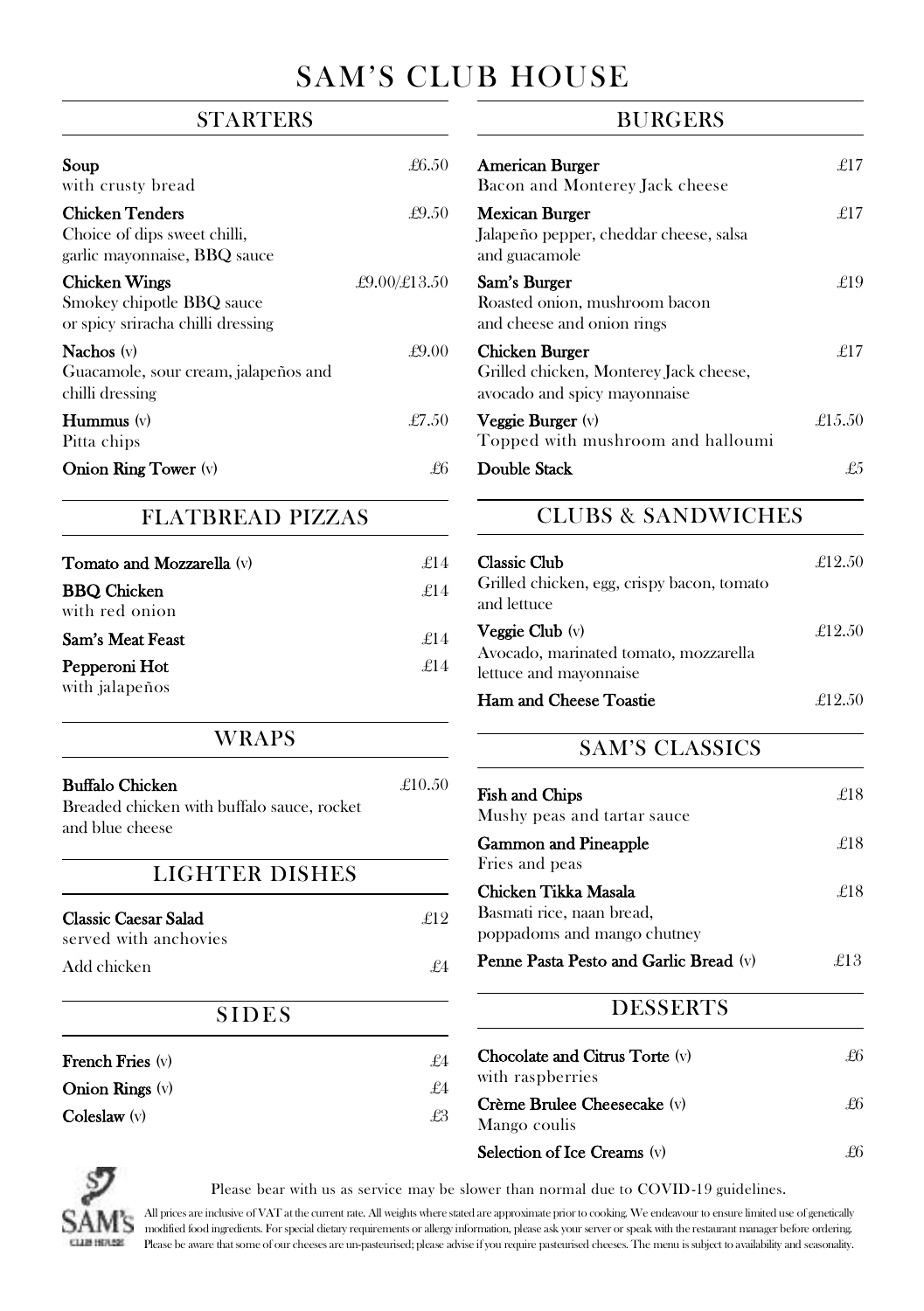# SAM'S CLUB HOUSE

## STARTERS

**Soup** £6.50
with crusty bread

**Chicken Tenders** £9.50
Choice of dips sweet chilli, garlic mayonnaise, BBQ sauce

**Chicken Wings** £9.00/£13.50
Smokey chipotle BBQ sauce or spicy sriracha chilli dressing

**Nachos** (v) £9.00
Guacamole, sour cream, jalapeños and chilli dressing

**Hummus** (v) £7.50
Pitta chips

**Onion Ring Tower** (v) £6

## FLATBREAD PIZZAS

**Tomato and Mozzarella** (v) £14

**BBQ Chicken** £14
with red onion

**Sam's Meat Feast** £14

**Pepperoni Hot** £14
with jalapeños

## WRAPS

**Buffalo Chicken** £10.50
Breaded chicken with buffalo sauce, rocket and blue cheese

## LIGHTER DISHES

**Classic Caesar Salad** £12
served with anchovies

Add chicken £4

## SIDES

**French Fries** (v) £4

**Onion Rings** (v) £4

**Coleslaw** (v) £3

## BURGERS

**American Burger** £17
Bacon and Monterey Jack cheese

**Mexican Burger** £17
Jalapeño pepper, cheddar cheese, salsa and guacamole

**Sam's Burger** £19
Roasted onion, mushroom bacon and cheese and onion rings

**Chicken Burger** £17
Grilled chicken, Monterey Jack cheese, avocado and spicy mayonnaise

**Veggie Burger** (v) £15.50
Topped with mushroom and halloumi

**Double Stack** £5

## CLUBS & SANDWICHES

**Classic Club** £12.50
Grilled chicken, egg, crispy bacon, tomato and lettuce

**Veggie Club** (v) £12.50
Avocado, marinated tomato, mozzarella lettuce and mayonnaise

**Ham and Cheese Toastie** £12.50

## SAM'S CLASSICS

**Fish and Chips** £18
Mushy peas and tartar sauce

**Gammon and Pineapple** £18
Fries and peas

**Chicken Tikka Masala** £18
Basmati rice, naan bread, poppadoms and mango chutney

**Penne Pasta Pesto and Garlic Bread** (v) £13

## DESSERTS

**Chocolate and Citrus Torte** (v) £6
with raspberries

**Crème Brulee Cheesecake** (v) £6
Mango coulis

**Selection of Ice Creams** (v) £6

SAM'S CLUB HOUSE

Please bear with us as service may be slower than normal due to COVID-19 guidelines.

All prices are inclusive of VAT at the current rate. All weights where stated are approximate prior to cooking. We endeavour to ensure limited use of genetically modified food ingredients. For special dietary requirements or allergy information, please ask your server or speak with the restaurant manager before ordering. Please be aware that some of our cheeses are un-pasteurised; please advise if you require pasteurised cheeses. The menu is subject to availability and seasonality.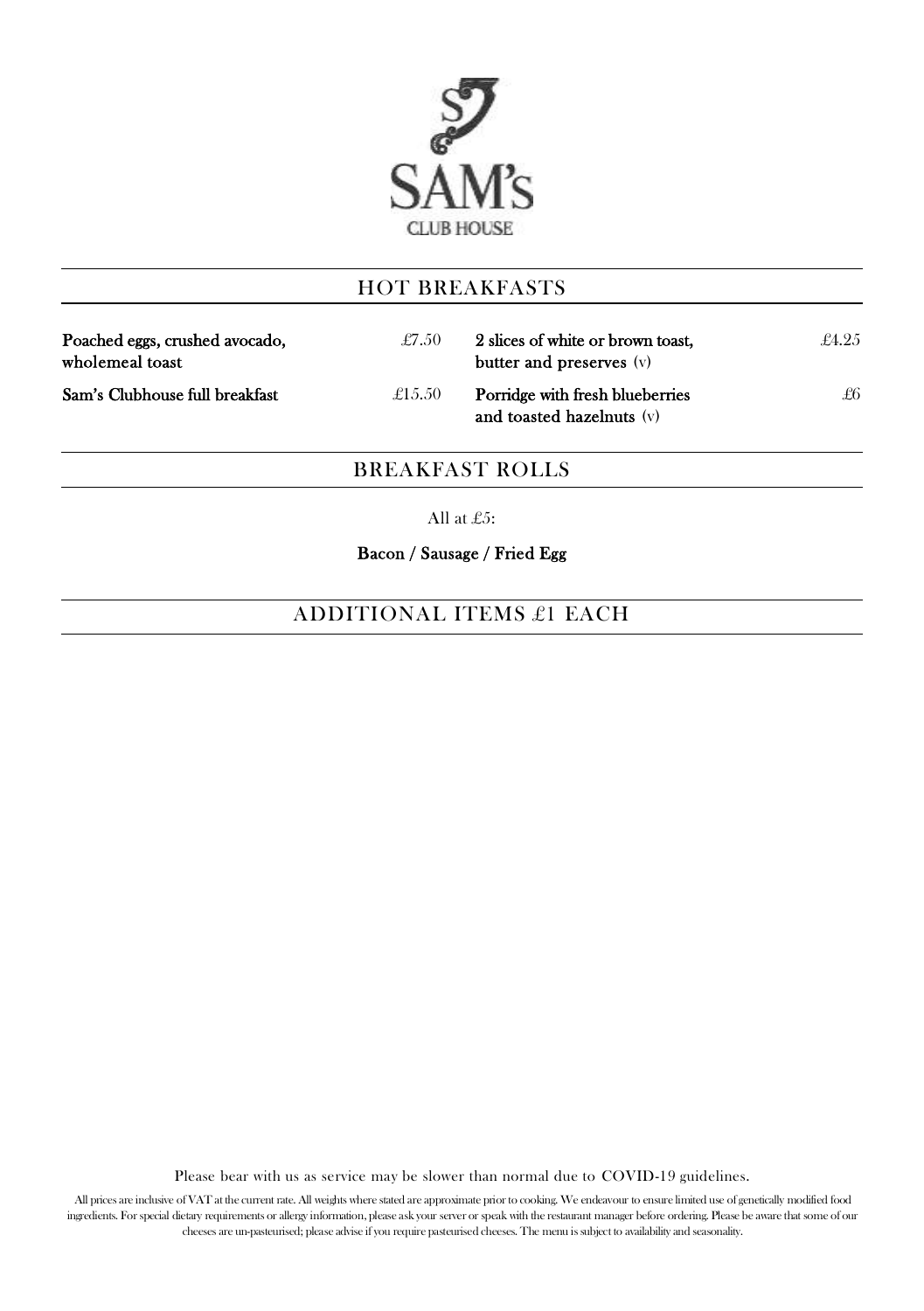# SAM's CLUB HOUSE

## HOT BREAKFASTS

| | | | |
|---|---|---|---|
| **Poached eggs, crushed avocado, wholemeal toast** | £7.50 | **2 slices of white or brown toast, butter and preserves** (v) | £4.25 |
| **Sam's Clubhouse full breakfast** | £15.50 | **Porridge with fresh blueberries and toasted hazelnuts** (v) | £6 |

## BREAKFAST ROLLS

All at £5:

**Bacon / Sausage / Fried Egg**

## ADDITIONAL ITEMS £1 EACH

Please bear with us as service may be slower than normal due to COVID-19 guidelines.

All prices are inclusive of VAT at the current rate. All weights where stated are approximate prior to cooking. We endeavour to ensure limited use of genetically modified food ingredients. For special dietary requirements or allergy information, please ask your server or speak with the restaurant manager before ordering. Please be aware that some of our cheeses are un-pasteurised; please advise if you require pasteurised cheeses. The menu is subject to availability and seasonality.